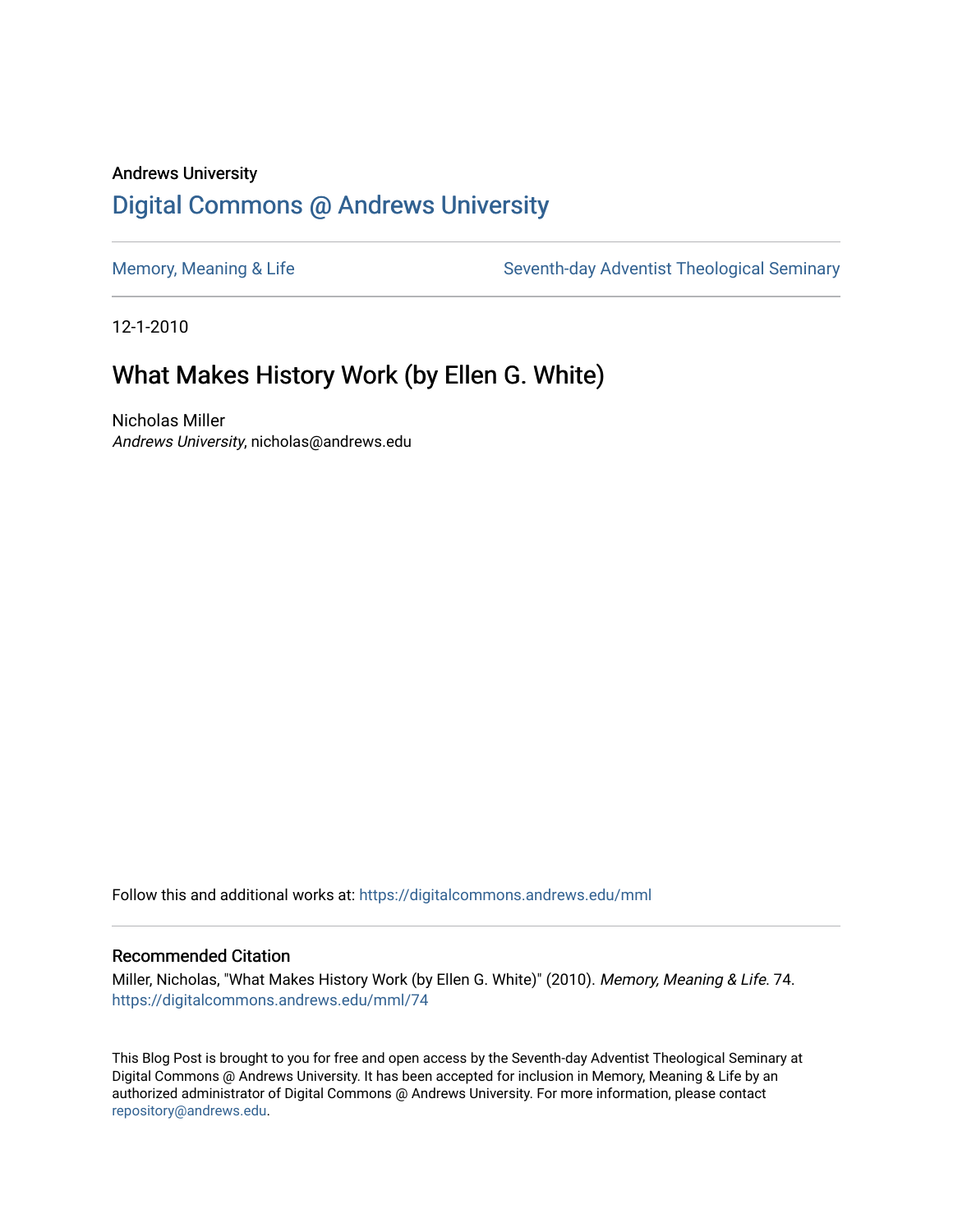Andrews University

# Digital Commons @ Andrews University

Memory, Meaning & Life

Seventh-day Adventist Theological Seminary

12-1-2010

## What Makes History Work (by Ellen G. White)

Nicholas Miller
*Andrews University*, nicholas@andrews.edu

Follow this and additional works at: https://digitalcommons.andrews.edu/mml

### Recommended Citation

Miller, Nicholas, "What Makes History Work (by Ellen G. White)" (2010). *Memory, Meaning & Life*. 74.
https://digitalcommons.andrews.edu/mml/74

This Blog Post is brought to you for free and open access by the Seventh-day Adventist Theological Seminary at Digital Commons @ Andrews University. It has been accepted for inclusion in Memory, Meaning & Life by an authorized administrator of Digital Commons @ Andrews University. For more information, please contact repository@andrews.edu.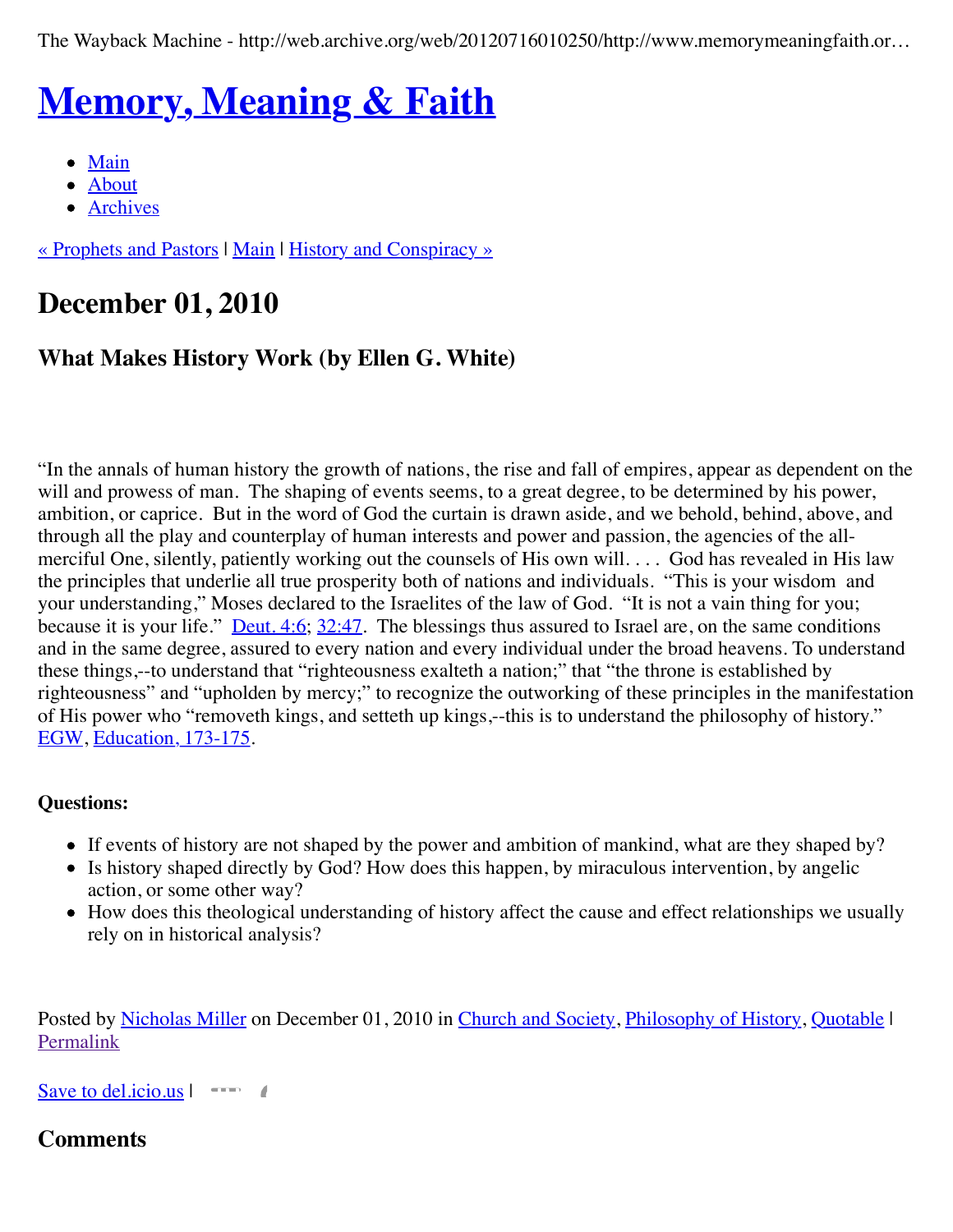The Wayback Machine - http://web.archive.org/web/20120716010250/http://www.memorymeaningfaith.or…

# Memory, Meaning & Faith

- Main
- About
- Archives

« Prophets and Pastors | Main | History and Conspiracy »

## December 01, 2010

### What Makes History Work (by Ellen G. White)

"In the annals of human history the growth of nations, the rise and fall of empires, appear as dependent on the will and prowess of man. The shaping of events seems, to a great degree, to be determined by his power, ambition, or caprice. But in the word of God the curtain is drawn aside, and we behold, behind, above, and through all the play and counterplay of human interests and power and passion, the agencies of the all-merciful One, silently, patiently working out the counsels of His own will. . . . God has revealed in His law the principles that underlie all true prosperity both of nations and individuals. "This is your wisdom and your understanding," Moses declared to the Israelites of the law of God. "It is not a vain thing for you; because it is your life." Deut. 4:6; 32:47. The blessings thus assured to Israel are, on the same conditions and in the same degree, assured to every nation and every individual under the broad heavens. To understand these things,--to understand that "righteousness exalteth a nation;" that "the throne is established by righteousness" and "upholden by mercy;" to recognize the outworking of these principles in the manifestation of His power who "removeth kings, and setteth up kings,--this is to understand the philosophy of history." EGW, Education, 173-175.

**Questions:**

- If events of history are not shaped by the power and ambition of mankind, what are they shaped by?
- Is history shaped directly by God? How does this happen, by miraculous intervention, by angelic action, or some other way?
- How does this theological understanding of history affect the cause and effect relationships we usually rely on in historical analysis?

Posted by Nicholas Miller on December 01, 2010 in Church and Society, Philosophy of History, Quotable | Permalink

Save to del.icio.us |

## Comments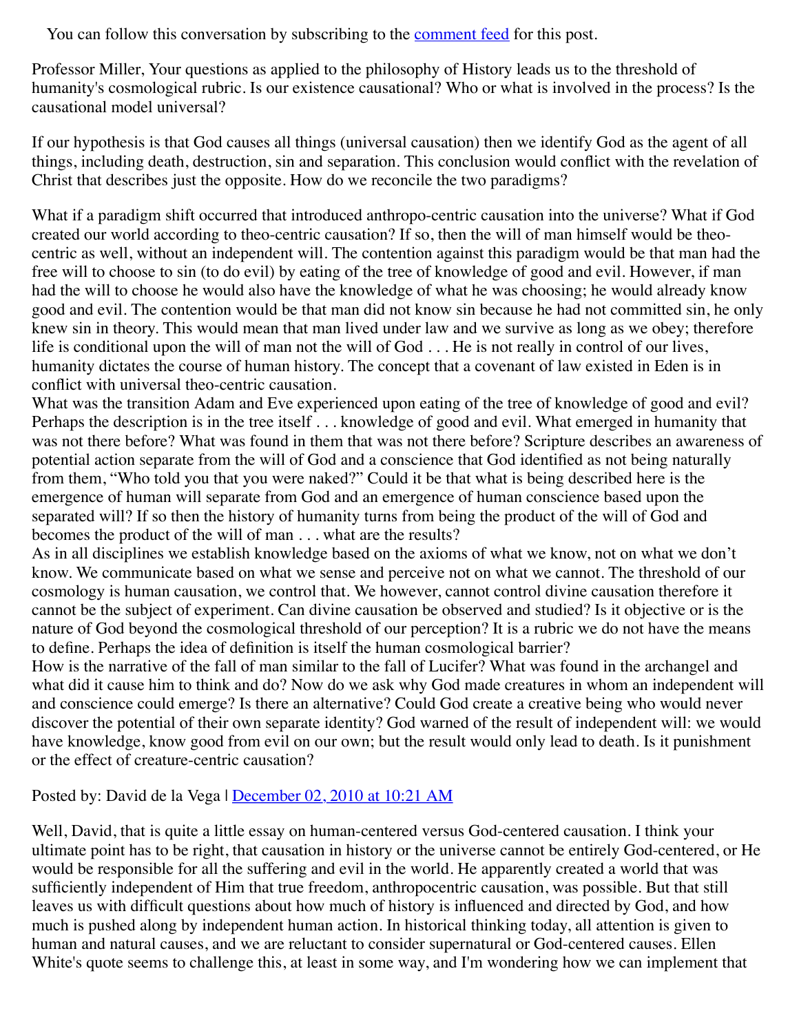You can follow this conversation by subscribing to the comment feed for this post.

Professor Miller, Your questions as applied to the philosophy of History leads us to the threshold of humanity's cosmological rubric. Is our existence causational? Who or what is involved in the process? Is the causational model universal?

If our hypothesis is that God causes all things (universal causation) then we identify God as the agent of all things, including death, destruction, sin and separation. This conclusion would conflict with the revelation of Christ that describes just the opposite. How do we reconcile the two paradigms?

What if a paradigm shift occurred that introduced anthropo-centric causation into the universe? What if God created our world according to theo-centric causation? If so, then the will of man himself would be theo-centric as well, without an independent will. The contention against this paradigm would be that man had the free will to choose to sin (to do evil) by eating of the tree of knowledge of good and evil. However, if man had the will to choose he would also have the knowledge of what he was choosing; he would already know good and evil. The contention would be that man did not know sin because he had not committed sin, he only knew sin in theory. This would mean that man lived under law and we survive as long as we obey; therefore life is conditional upon the will of man not the will of God . . . He is not really in control of our lives, humanity dictates the course of human history. The concept that a covenant of law existed in Eden is in conflict with universal theo-centric causation.
What was the transition Adam and Eve experienced upon eating of the tree of knowledge of good and evil? Perhaps the description is in the tree itself . . . knowledge of good and evil. What emerged in humanity that was not there before? What was found in them that was not there before? Scripture describes an awareness of potential action separate from the will of God and a conscience that God identified as not being naturally from them, “Who told you that you were naked?” Could it be that what is being described here is the emergence of human will separate from God and an emergence of human conscience based upon the separated will? If so then the history of humanity turns from being the product of the will of God and becomes the product of the will of man . . . what are the results?
As in all disciplines we establish knowledge based on the axioms of what we know, not on what we don’t know. We communicate based on what we sense and perceive not on what we cannot. The threshold of our cosmology is human causation, we control that. We however, cannot control divine causation therefore it cannot be the subject of experiment. Can divine causation be observed and studied? Is it objective or is the nature of God beyond the cosmological threshold of our perception? It is a rubric we do not have the means to define. Perhaps the idea of definition is itself the human cosmological barrier?
How is the narrative of the fall of man similar to the fall of Lucifer? What was found in the archangel and what did it cause him to think and do? Now do we ask why God made creatures in whom an independent will and conscience could emerge? Is there an alternative? Could God create a creative being who would never discover the potential of their own separate identity? God warned of the result of independent will: we would have knowledge, know good from evil on our own; but the result would only lead to death. Is it punishment or the effect of creature-centric causation?

Posted by: David de la Vega | December 02, 2010 at 10:21 AM

Well, David, that is quite a little essay on human-centered versus God-centered causation. I think your ultimate point has to be right, that causation in history or the universe cannot be entirely God-centered, or He would be responsible for all the suffering and evil in the world. He apparently created a world that was sufficiently independent of Him that true freedom, anthropocentric causation, was possible. But that still leaves us with difficult questions about how much of history is influenced and directed by God, and how much is pushed along by independent human action. In historical thinking today, all attention is given to human and natural causes, and we are reluctant to consider supernatural or God-centered causes. Ellen White's quote seems to challenge this, at least in some way, and I'm wondering how we can implement that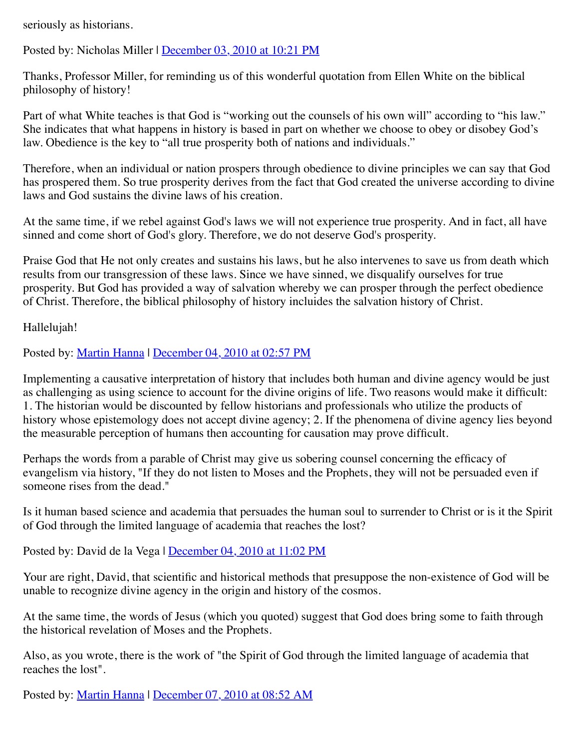seriously as historians.

Posted by: Nicholas Miller | December 03, 2010 at 10:21 PM

Thanks, Professor Miller, for reminding us of this wonderful quotation from Ellen White on the biblical philosophy of history!

Part of what White teaches is that God is “working out the counsels of his own will” according to “his law.” She indicates that what happens in history is based in part on whether we choose to obey or disobey God’s law. Obedience is the key to “all true prosperity both of nations and individuals.”

Therefore, when an individual or nation prospers through obedience to divine principles we can say that God has prospered them. So true prosperity derives from the fact that God created the universe according to divine laws and God sustains the divine laws of his creation.

At the same time, if we rebel against God's laws we will not experience true prosperity. And in fact, all have sinned and come short of God's glory. Therefore, we do not deserve God's prosperity.

Praise God that He not only creates and sustains his laws, but he also intervenes to save us from death which results from our transgression of these laws. Since we have sinned, we disqualify ourselves for true prosperity. But God has provided a way of salvation whereby we can prosper through the perfect obedience of Christ. Therefore, the biblical philosophy of history incluides the salvation history of Christ.

Hallelujah!

Posted by: Martin Hanna | December 04, 2010 at 02:57 PM

Implementing a causative interpretation of history that includes both human and divine agency would be just as challenging as using science to account for the divine origins of life. Two reasons would make it difficult: 1. The historian would be discounted by fellow historians and professionals who utilize the products of history whose epistemology does not accept divine agency; 2. If the phenomena of divine agency lies beyond the measurable perception of humans then accounting for causation may prove difficult.

Perhaps the words from a parable of Christ may give us sobering counsel concerning the efficacy of evangelism via history, "If they do not listen to Moses and the Prophets, they will not be persuaded even if someone rises from the dead."

Is it human based science and academia that persuades the human soul to surrender to Christ or is it the Spirit of God through the limited language of academia that reaches the lost?

Posted by: David de la Vega | December 04, 2010 at 11:02 PM

Your are right, David, that scientific and historical methods that presuppose the non-existence of God will be unable to recognize divine agency in the origin and history of the cosmos.

At the same time, the words of Jesus (which you quoted) suggest that God does bring some to faith through the historical revelation of Moses and the Prophets.

Also, as you wrote, there is the work of "the Spirit of God through the limited language of academia that reaches the lost".

Posted by: Martin Hanna | December 07, 2010 at 08:52 AM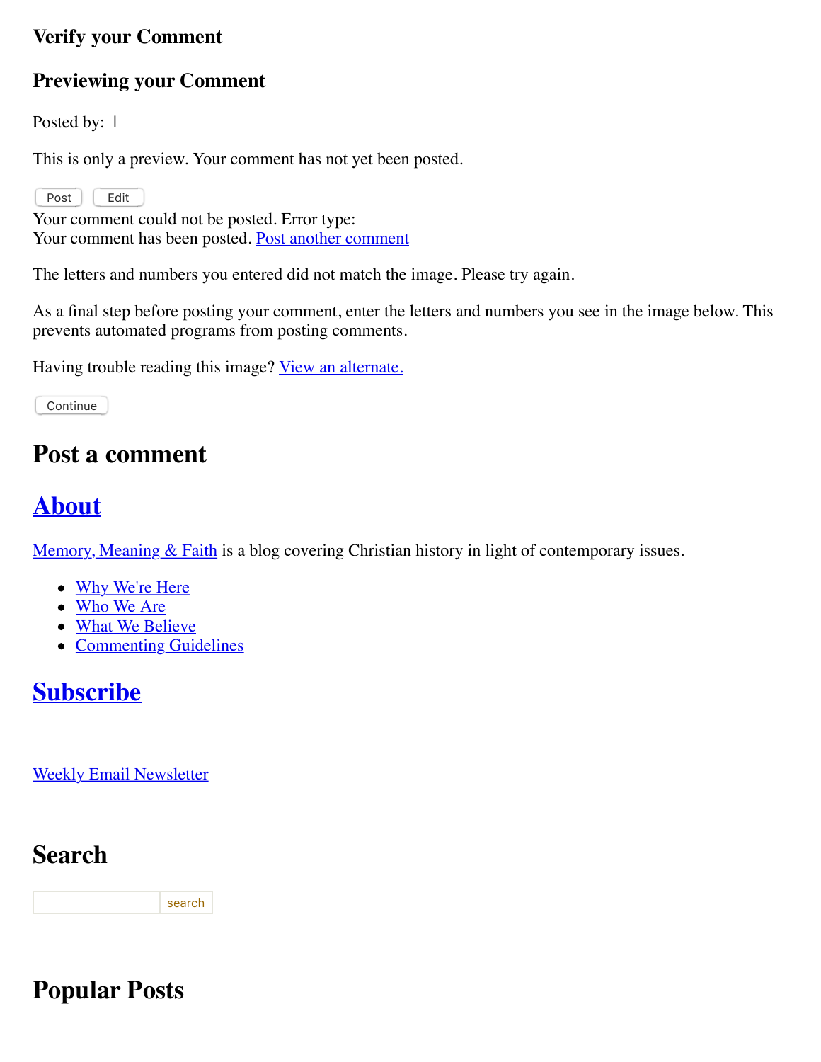### Verify your Comment

### Previewing your Comment

Posted by: |

This is only a preview. Your comment has not yet been posted.

Post Edit

Your comment could not be posted. Error type:
Your comment has been posted. [Post another comment]

The letters and numbers you entered did not match the image. Please try again.

As a final step before posting your comment, enter the letters and numbers you see in the image below. This prevents automated programs from posting comments.

Having trouble reading this image? [View an alternate.]

Continue

## Post a comment

## About

Memory, Meaning & Faith is a blog covering Christian history in light of contemporary issues.

- Why We're Here
- Who We Are
- What We Believe
- Commenting Guidelines

## Subscribe

Weekly Email Newsletter

## Search

search

## Popular Posts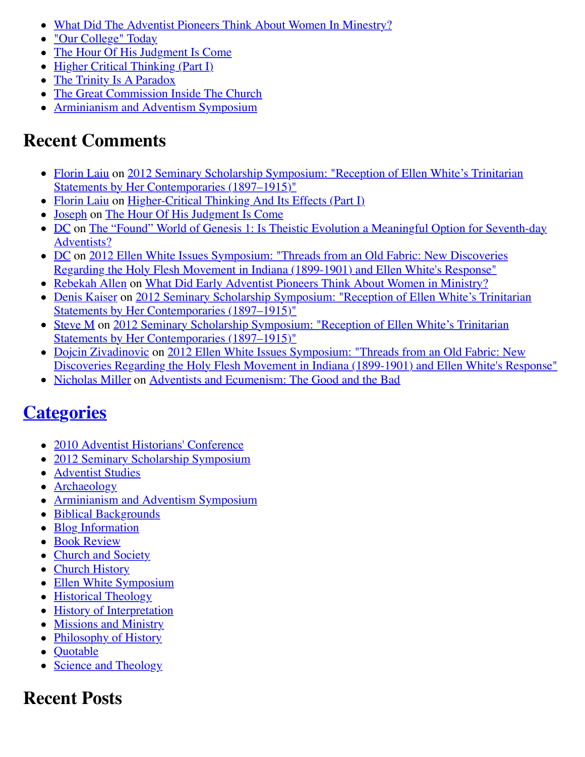- What Did The Adventist Pioneers Think About Women In Minestry?
- "Our College" Today
- The Hour Of His Judgment Is Come
- Higher Critical Thinking (Part I)
- The Trinity Is A Paradox
- The Great Commission Inside The Church
- Arminianism and Adventism Symposium

## Recent Comments

- Florin Laiu on 2012 Seminary Scholarship Symposium: "Reception of Ellen White's Trinitarian Statements by Her Contemporaries (1897–1915)"
- Florin Laiu on Higher-Critical Thinking And Its Effects (Part I)
- Joseph on The Hour Of His Judgment Is Come
- DC on The "Found" World of Genesis 1: Is Theistic Evolution a Meaningful Option for Seventh-day Adventists?
- DC on 2012 Ellen White Issues Symposium: "Threads from an Old Fabric: New Discoveries Regarding the Holy Flesh Movement in Indiana (1899-1901) and Ellen White's Response"
- Rebekah Allen on What Did Early Adventist Pioneers Think About Women in Ministry?
- Denis Kaiser on 2012 Seminary Scholarship Symposium: "Reception of Ellen White's Trinitarian Statements by Her Contemporaries (1897–1915)"
- Steve M on 2012 Seminary Scholarship Symposium: "Reception of Ellen White's Trinitarian Statements by Her Contemporaries (1897–1915)"
- Dojcin Zivadinovic on 2012 Ellen White Issues Symposium: "Threads from an Old Fabric: New Discoveries Regarding the Holy Flesh Movement in Indiana (1899-1901) and Ellen White's Response"
- Nicholas Miller on Adventists and Ecumenism: The Good and the Bad

## Categories

- 2010 Adventist Historians' Conference
- 2012 Seminary Scholarship Symposium
- Adventist Studies
- Archaeology
- Arminianism and Adventism Symposium
- Biblical Backgrounds
- Blog Information
- Book Review
- Church and Society
- Church History
- Ellen White Symposium
- Historical Theology
- History of Interpretation
- Missions and Ministry
- Philosophy of History
- Quotable
- Science and Theology

## Recent Posts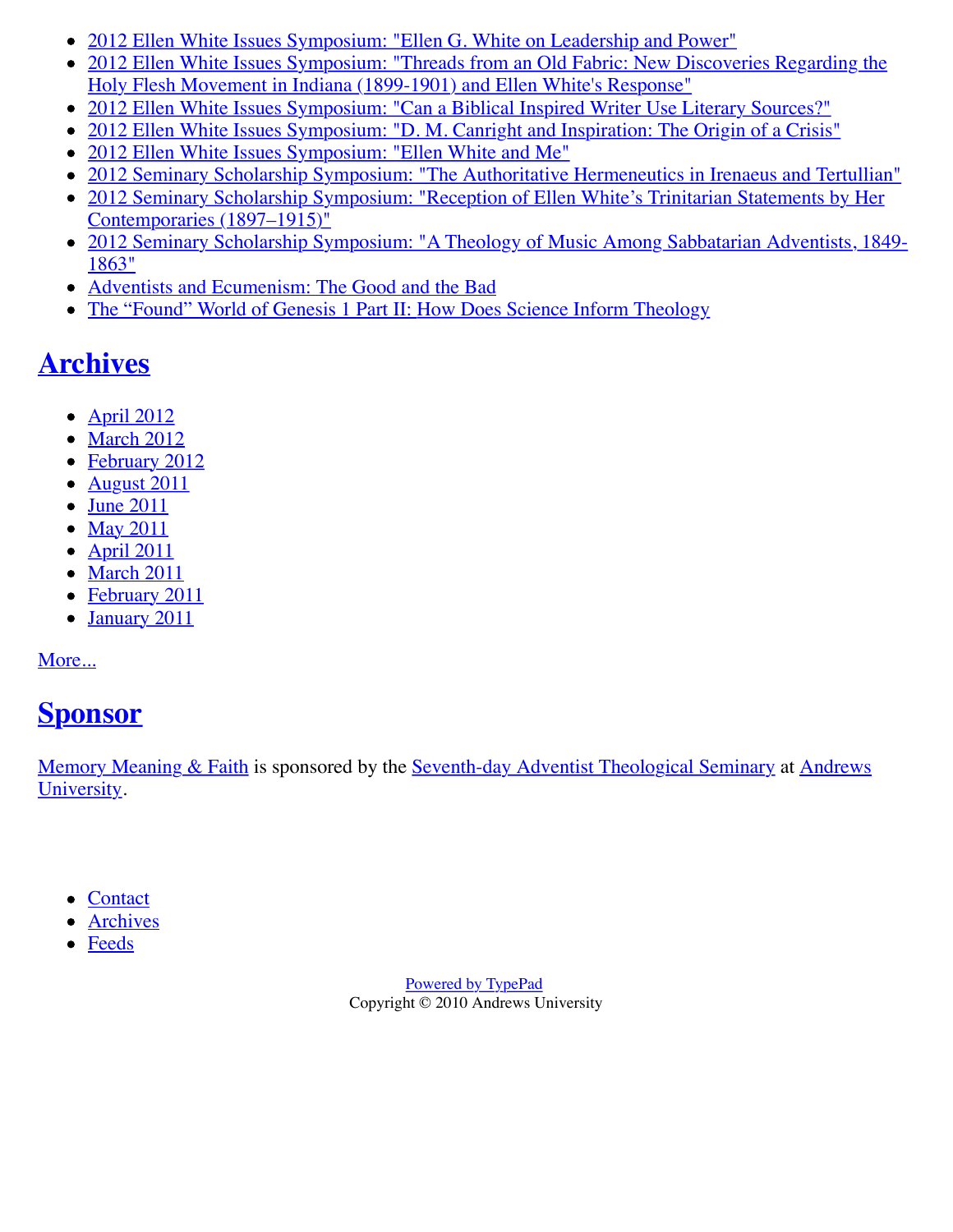- 2012 Ellen White Issues Symposium: "Ellen G. White on Leadership and Power"
- 2012 Ellen White Issues Symposium: "Threads from an Old Fabric: New Discoveries Regarding the Holy Flesh Movement in Indiana (1899-1901) and Ellen White's Response"
- 2012 Ellen White Issues Symposium: "Can a Biblical Inspired Writer Use Literary Sources?"
- 2012 Ellen White Issues Symposium: "D. M. Canright and Inspiration: The Origin of a Crisis"
- 2012 Ellen White Issues Symposium: "Ellen White and Me"
- 2012 Seminary Scholarship Symposium: "The Authoritative Hermeneutics in Irenaeus and Tertullian"
- 2012 Seminary Scholarship Symposium: "Reception of Ellen White's Trinitarian Statements by Her Contemporaries (1897–1915)"
- 2012 Seminary Scholarship Symposium: "A Theology of Music Among Sabbatarian Adventists, 1849-1863"
- Adventists and Ecumenism: The Good and the Bad
- The "Found" World of Genesis 1 Part II: How Does Science Inform Theology

## Archives

- April 2012
- March 2012
- February 2012
- August 2011
- June 2011
- May 2011
- April 2011
- March 2011
- February 2011
- January 2011

More...

## Sponsor

Memory Meaning & Faith is sponsored by the Seventh-day Adventist Theological Seminary at Andrews University.

- Contact
- Archives
- Feeds

Powered by TypePad
Copyright © 2010 Andrews University